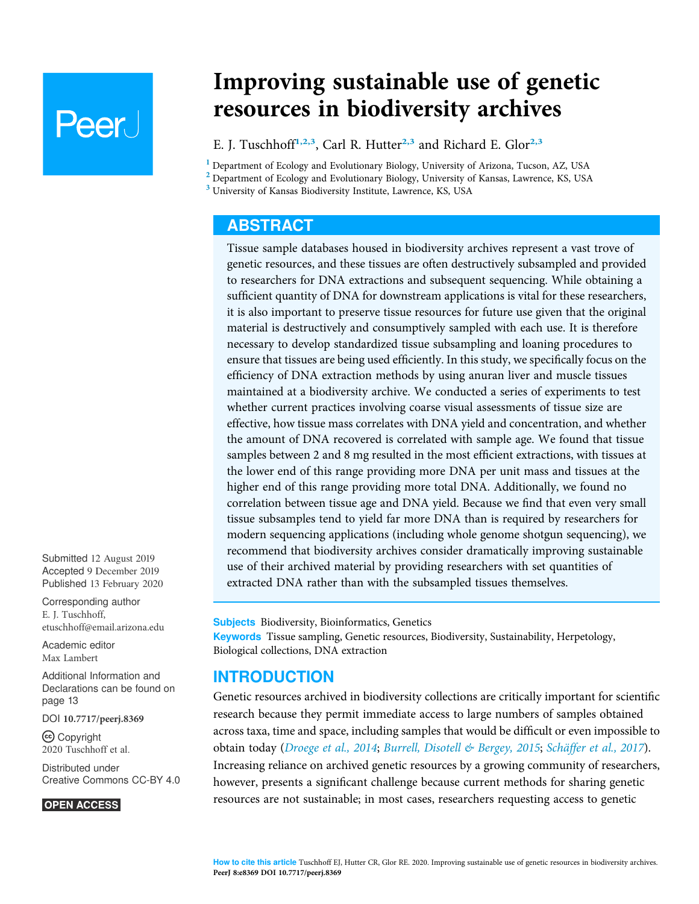# Improving sustainable use of genetic resources in biodiversity archives

E. J. Tuschhoff[1,2,3], Carl R. Hutter[2,3] and Richard E. Glor[2,3]

[1] Department of Ecology and Evolutionary Biology, University of Arizona, Tucson, AZ, USA
[2] Department of Ecology and Evolutionary Biology, University of Kansas, Lawrence, KS, USA
[3] University of Kansas Biodiversity Institute, Lawrence, KS, USA

## ABSTRACT

Tissue sample databases housed in biodiversity archives represent a vast trove of genetic resources, and these tissues are often destructively subsampled and provided to researchers for DNA extractions and subsequent sequencing. While obtaining a sufficient quantity of DNA for downstream applications is vital for these researchers, it is also important to preserve tissue resources for future use given that the original material is destructively and consumptively sampled with each use. It is therefore necessary to develop standardized tissue subsampling and loaning procedures to ensure that tissues are being used efficiently. In this study, we specifically focus on the efficiency of DNA extraction methods by using anuran liver and muscle tissues maintained at a biodiversity archive. We conducted a series of experiments to test whether current practices involving coarse visual assessments of tissue size are effective, how tissue mass correlates with DNA yield and concentration, and whether the amount of DNA recovered is correlated with sample age. We found that tissue samples between 2 and 8 mg resulted in the most efficient extractions, with tissues at the lower end of this range providing more DNA per unit mass and tissues at the higher end of this range providing more total DNA. Additionally, we found no correlation between tissue age and DNA yield. Because we find that even very small tissue subsamples tend to yield far more DNA than is required by researchers for modern sequencing applications (including whole genome shotgun sequencing), we recommend that biodiversity archives consider dramatically improving sustainable use of their archived material by providing researchers with set quantities of extracted DNA rather than with the subsampled tissues themselves.

**Subjects** Biodiversity, Bioinformatics, Genetics
**Keywords** Tissue sampling, Genetic resources, Biodiversity, Sustainability, Herpetology, Biological collections, DNA extraction

Submitted 12 August 2019
Accepted 9 December 2019
Published 13 February 2020

Corresponding author
E. J. Tuschhoff, etuschhoff@email.arizona.edu

Academic editor
Max Lambert

Additional Information and Declarations can be found on page 13

DOI 10.7717/peerj.8369

Copyright
2020 Tuschhoff et al.

Distributed under
Creative Commons CC-BY 4.0

OPEN ACCESS

## INTRODUCTION

Genetic resources archived in biodiversity collections are critically important for scientific research because they permit immediate access to large numbers of samples obtained across taxa, time and space, including samples that would be difficult or even impossible to obtain today (*Droege et al., 2014*; *Burrell, Disotell & Bergey, 2015*; *Schäffer et al., 2017*). Increasing reliance on archived genetic resources by a growing community of researchers, however, presents a significant challenge because current methods for sharing genetic resources are not sustainable; in most cases, researchers requesting access to genetic

**How to cite this article** Tuschhoff EJ, Hutter CR, Glor RE. 2020. Improving sustainable use of genetic resources in biodiversity archives. PeerJ 8:e8369 DOI 10.7717/peerj.8369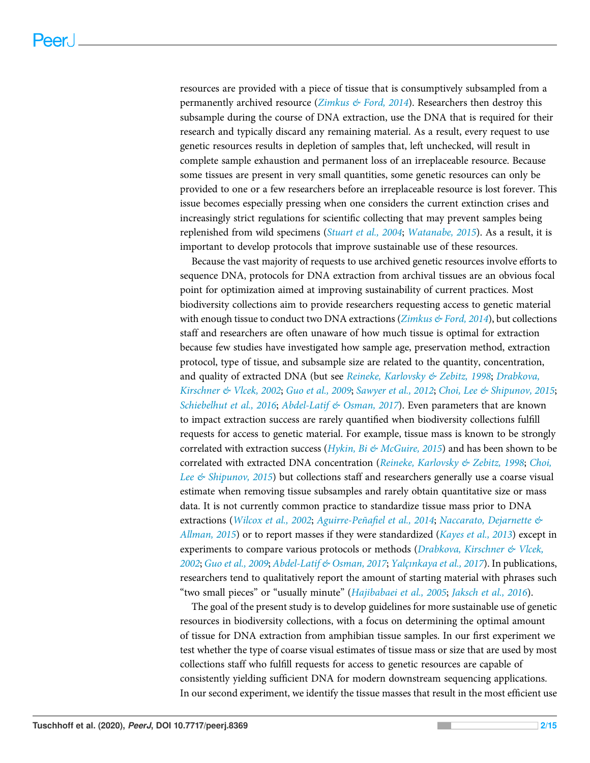resources are provided with a piece of tissue that is consumptively subsampled from a permanently archived resource (*Zimkus & Ford, 2014*). Researchers then destroy this subsample during the course of DNA extraction, use the DNA that is required for their research and typically discard any remaining material. As a result, every request to use genetic resources results in depletion of samples that, left unchecked, will result in complete sample exhaustion and permanent loss of an irreplaceable resource. Because some tissues are present in very small quantities, some genetic resources can only be provided to one or a few researchers before an irreplaceable resource is lost forever. This issue becomes especially pressing when one considers the current extinction crises and increasingly strict regulations for scientific collecting that may prevent samples being replenished from wild specimens (*Stuart et al., 2004*; *Watanabe, 2015*). As a result, it is important to develop protocols that improve sustainable use of these resources.

Because the vast majority of requests to use archived genetic resources involve efforts to sequence DNA, protocols for DNA extraction from archival tissues are an obvious focal point for optimization aimed at improving sustainability of current practices. Most biodiversity collections aim to provide researchers requesting access to genetic material with enough tissue to conduct two DNA extractions (*Zimkus & Ford, 2014*), but collections staff and researchers are often unaware of how much tissue is optimal for extraction because few studies have investigated how sample age, preservation method, extraction protocol, type of tissue, and subsample size are related to the quantity, concentration, and quality of extracted DNA (but see *Reineke, Karlovsky & Zebitz, 1998*; *Drabkova, Kirschner & Vlcek, 2002*; *Guo et al., 2009*; *Sawyer et al., 2012*; *Choi, Lee & Shipunov, 2015*; *Schiebelhut et al., 2016*; *Abdel-Latif & Osman, 2017*). Even parameters that are known to impact extraction success are rarely quantified when biodiversity collections fulfill requests for access to genetic material. For example, tissue mass is known to be strongly correlated with extraction success (*Hykin, Bi & McGuire, 2015*) and has been shown to be correlated with extracted DNA concentration (*Reineke, Karlovsky & Zebitz, 1998*; *Choi, Lee & Shipunov, 2015*) but collections staff and researchers generally use a coarse visual estimate when removing tissue subsamples and rarely obtain quantitative size or mass data. It is not currently common practice to standardize tissue mass prior to DNA extractions (*Wilcox et al., 2002*; *Aguirre-Peñafiel et al., 2014*; *Naccarato, Dejarnette & Allman, 2015*) or to report masses if they were standardized (*Kayes et al., 2013*) except in experiments to compare various protocols or methods (*Drabkova, Kirschner & Vlcek, 2002*; *Guo et al., 2009*; *Abdel-Latif & Osman, 2017*; *Yalçınkaya et al., 2017*). In publications, researchers tend to qualitatively report the amount of starting material with phrases such "two small pieces" or "usually minute" (*Hajibabaei et al., 2005*; *Jaksch et al., 2016*).

The goal of the present study is to develop guidelines for more sustainable use of genetic resources in biodiversity collections, with a focus on determining the optimal amount of tissue for DNA extraction from amphibian tissue samples. In our first experiment we test whether the type of coarse visual estimates of tissue mass or size that are used by most collections staff who fulfill requests for access to genetic resources are capable of consistently yielding sufficient DNA for modern downstream sequencing applications. In our second experiment, we identify the tissue masses that result in the most efficient use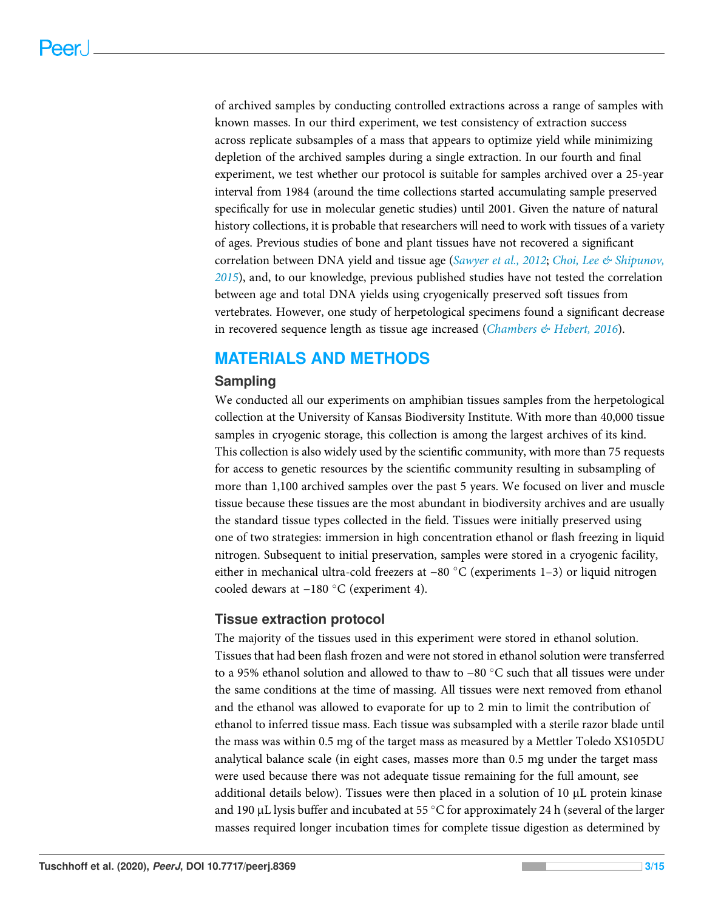of archived samples by conducting controlled extractions across a range of samples with known masses. In our third experiment, we test consistency of extraction success across replicate subsamples of a mass that appears to optimize yield while minimizing depletion of the archived samples during a single extraction. In our fourth and final experiment, we test whether our protocol is suitable for samples archived over a 25-year interval from 1984 (around the time collections started accumulating sample preserved specifically for use in molecular genetic studies) until 2001. Given the nature of natural history collections, it is probable that researchers will need to work with tissues of a variety of ages. Previous studies of bone and plant tissues have not recovered a significant correlation between DNA yield and tissue age (*Sawyer et al., 2012*; *Choi, Lee & Shipunov, 2015*), and, to our knowledge, previous published studies have not tested the correlation between age and total DNA yields using cryogenically preserved soft tissues from vertebrates. However, one study of herpetological specimens found a significant decrease in recovered sequence length as tissue age increased (*Chambers & Hebert, 2016*).

## MATERIALS AND METHODS

### Sampling

We conducted all our experiments on amphibian tissues samples from the herpetological collection at the University of Kansas Biodiversity Institute. With more than 40,000 tissue samples in cryogenic storage, this collection is among the largest archives of its kind. This collection is also widely used by the scientific community, with more than 75 requests for access to genetic resources by the scientific community resulting in subsampling of more than 1,100 archived samples over the past 5 years. We focused on liver and muscle tissue because these tissues are the most abundant in biodiversity archives and are usually the standard tissue types collected in the field. Tissues were initially preserved using one of two strategies: immersion in high concentration ethanol or flash freezing in liquid nitrogen. Subsequent to initial preservation, samples were stored in a cryogenic facility, either in mechanical ultra-cold freezers at −80 °C (experiments 1–3) or liquid nitrogen cooled dewars at −180 °C (experiment 4).

### Tissue extraction protocol

The majority of the tissues used in this experiment were stored in ethanol solution. Tissues that had been flash frozen and were not stored in ethanol solution were transferred to a 95% ethanol solution and allowed to thaw to −80 °C such that all tissues were under the same conditions at the time of massing. All tissues were next removed from ethanol and the ethanol was allowed to evaporate for up to 2 min to limit the contribution of ethanol to inferred tissue mass. Each tissue was subsampled with a sterile razor blade until the mass was within 0.5 mg of the target mass as measured by a Mettler Toledo XS105DU analytical balance scale (in eight cases, masses more than 0.5 mg under the target mass were used because there was not adequate tissue remaining for the full amount, see additional details below). Tissues were then placed in a solution of 10 µL protein kinase and 190 µL lysis buffer and incubated at 55 °C for approximately 24 h (several of the larger masses required longer incubation times for complete tissue digestion as determined by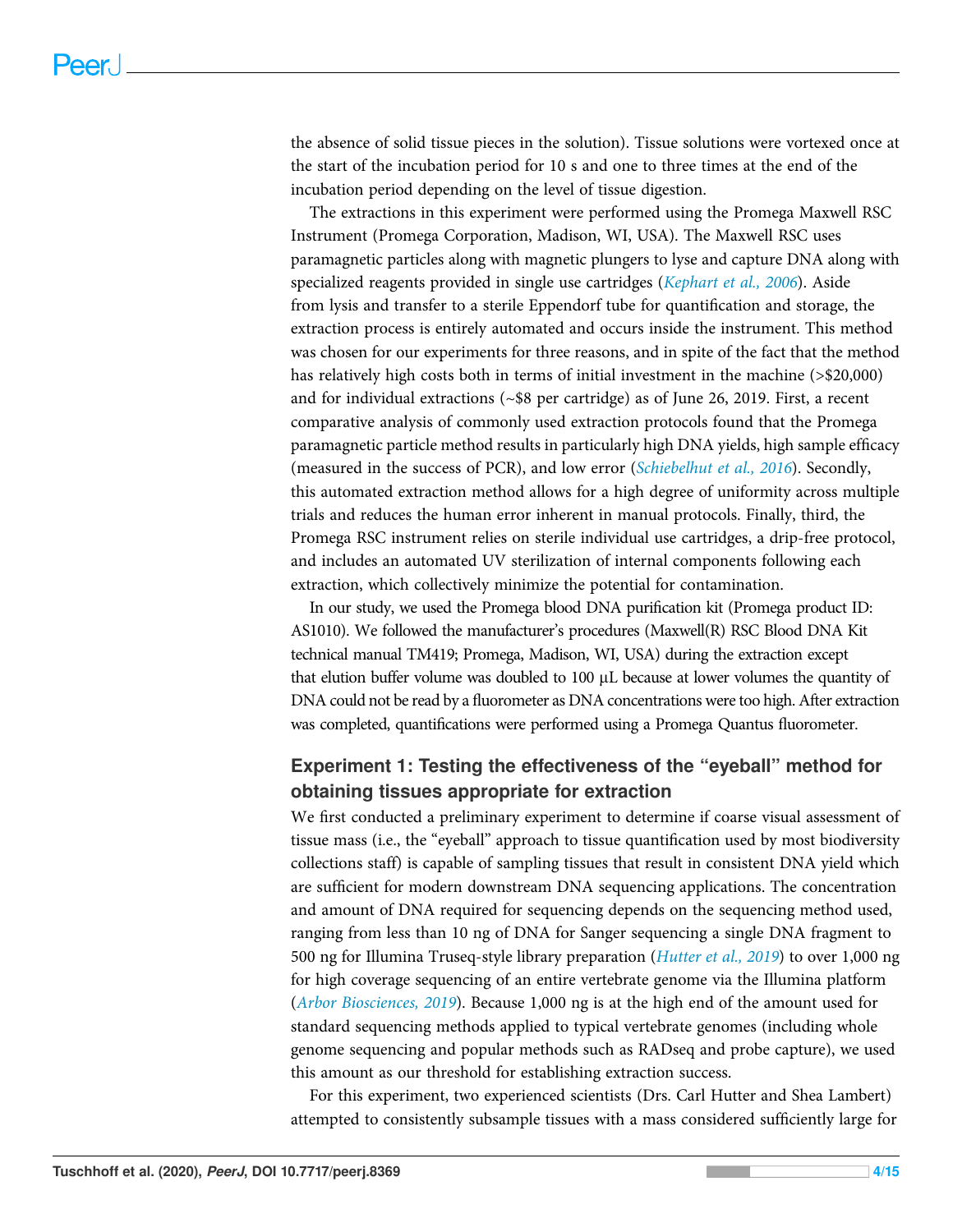the absence of solid tissue pieces in the solution). Tissue solutions were vortexed once at the start of the incubation period for 10 s and one to three times at the end of the incubation period depending on the level of tissue digestion.

The extractions in this experiment were performed using the Promega Maxwell RSC Instrument (Promega Corporation, Madison, WI, USA). The Maxwell RSC uses paramagnetic particles along with magnetic plungers to lyse and capture DNA along with specialized reagents provided in single use cartridges (*Kephart et al., 2006*). Aside from lysis and transfer to a sterile Eppendorf tube for quantification and storage, the extraction process is entirely automated and occurs inside the instrument. This method was chosen for our experiments for three reasons, and in spite of the fact that the method has relatively high costs both in terms of initial investment in the machine (>$20,000) and for individual extractions (~$8 per cartridge) as of June 26, 2019. First, a recent comparative analysis of commonly used extraction protocols found that the Promega paramagnetic particle method results in particularly high DNA yields, high sample efficacy (measured in the success of PCR), and low error (*Schiebelhut et al., 2016*). Secondly, this automated extraction method allows for a high degree of uniformity across multiple trials and reduces the human error inherent in manual protocols. Finally, third, the Promega RSC instrument relies on sterile individual use cartridges, a drip-free protocol, and includes an automated UV sterilization of internal components following each extraction, which collectively minimize the potential for contamination.

In our study, we used the Promega blood DNA purification kit (Promega product ID: AS1010). We followed the manufacturer's procedures (Maxwell(R) RSC Blood DNA Kit technical manual TM419; Promega, Madison, WI, USA) during the extraction except that elution buffer volume was doubled to 100 µL because at lower volumes the quantity of DNA could not be read by a fluorometer as DNA concentrations were too high. After extraction was completed, quantifications were performed using a Promega Quantus fluorometer.

## Experiment 1: Testing the effectiveness of the "eyeball" method for obtaining tissues appropriate for extraction

We first conducted a preliminary experiment to determine if coarse visual assessment of tissue mass (i.e., the "eyeball" approach to tissue quantification used by most biodiversity collections staff) is capable of sampling tissues that result in consistent DNA yield which are sufficient for modern downstream DNA sequencing applications. The concentration and amount of DNA required for sequencing depends on the sequencing method used, ranging from less than 10 ng of DNA for Sanger sequencing a single DNA fragment to 500 ng for Illumina Truseq-style library preparation (*Hutter et al., 2019*) to over 1,000 ng for high coverage sequencing of an entire vertebrate genome via the Illumina platform (*Arbor Biosciences, 2019*). Because 1,000 ng is at the high end of the amount used for standard sequencing methods applied to typical vertebrate genomes (including whole genome sequencing and popular methods such as RADseq and probe capture), we used this amount as our threshold for establishing extraction success.

For this experiment, two experienced scientists (Drs. Carl Hutter and Shea Lambert) attempted to consistently subsample tissues with a mass considered sufficiently large for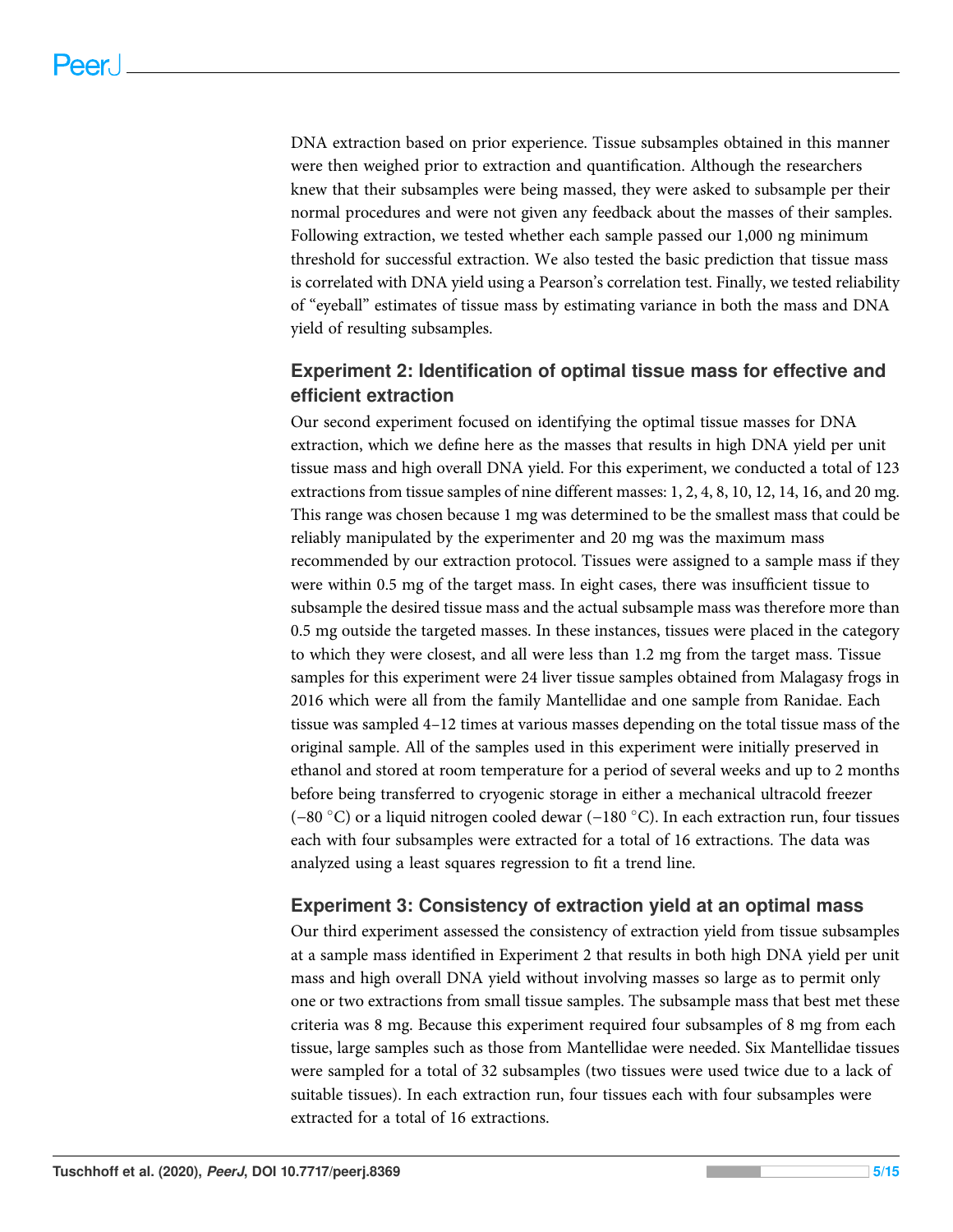DNA extraction based on prior experience. Tissue subsamples obtained in this manner were then weighed prior to extraction and quantification. Although the researchers knew that their subsamples were being massed, they were asked to subsample per their normal procedures and were not given any feedback about the masses of their samples. Following extraction, we tested whether each sample passed our 1,000 ng minimum threshold for successful extraction. We also tested the basic prediction that tissue mass is correlated with DNA yield using a Pearson's correlation test. Finally, we tested reliability of "eyeball" estimates of tissue mass by estimating variance in both the mass and DNA yield of resulting subsamples.

### Experiment 2: Identification of optimal tissue mass for effective and efficient extraction

Our second experiment focused on identifying the optimal tissue masses for DNA extraction, which we define here as the masses that results in high DNA yield per unit tissue mass and high overall DNA yield. For this experiment, we conducted a total of 123 extractions from tissue samples of nine different masses: 1, 2, 4, 8, 10, 12, 14, 16, and 20 mg. This range was chosen because 1 mg was determined to be the smallest mass that could be reliably manipulated by the experimenter and 20 mg was the maximum mass recommended by our extraction protocol. Tissues were assigned to a sample mass if they were within 0.5 mg of the target mass. In eight cases, there was insufficient tissue to subsample the desired tissue mass and the actual subsample mass was therefore more than 0.5 mg outside the targeted masses. In these instances, tissues were placed in the category to which they were closest, and all were less than 1.2 mg from the target mass. Tissue samples for this experiment were 24 liver tissue samples obtained from Malagasy frogs in 2016 which were all from the family Mantellidae and one sample from Ranidae. Each tissue was sampled 4–12 times at various masses depending on the total tissue mass of the original sample. All of the samples used in this experiment were initially preserved in ethanol and stored at room temperature for a period of several weeks and up to 2 months before being transferred to cryogenic storage in either a mechanical ultracold freezer (−80 °C) or a liquid nitrogen cooled dewar (−180 °C). In each extraction run, four tissues each with four subsamples were extracted for a total of 16 extractions. The data was analyzed using a least squares regression to fit a trend line.

### Experiment 3: Consistency of extraction yield at an optimal mass

Our third experiment assessed the consistency of extraction yield from tissue subsamples at a sample mass identified in Experiment 2 that results in both high DNA yield per unit mass and high overall DNA yield without involving masses so large as to permit only one or two extractions from small tissue samples. The subsample mass that best met these criteria was 8 mg. Because this experiment required four subsamples of 8 mg from each tissue, large samples such as those from Mantellidae were needed. Six Mantellidae tissues were sampled for a total of 32 subsamples (two tissues were used twice due to a lack of suitable tissues). In each extraction run, four tissues each with four subsamples were extracted for a total of 16 extractions.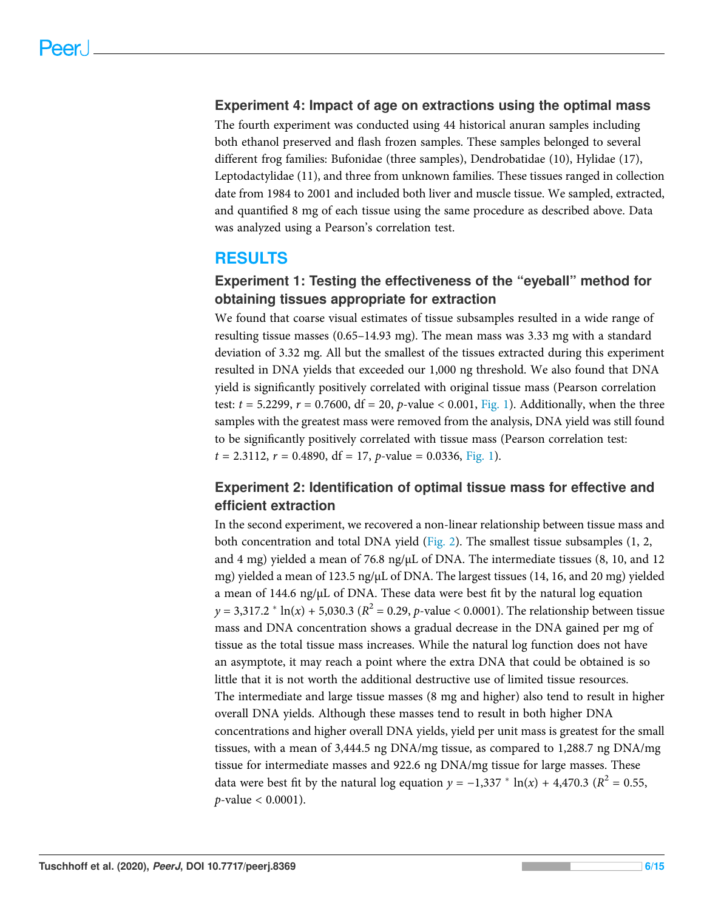### Experiment 4: Impact of age on extractions using the optimal mass

The fourth experiment was conducted using 44 historical anuran samples including both ethanol preserved and flash frozen samples. These samples belonged to several different frog families: Bufonidae (three samples), Dendrobatidae (10), Hylidae (17), Leptodactylidae (11), and three from unknown families. These tissues ranged in collection date from 1984 to 2001 and included both liver and muscle tissue. We sampled, extracted, and quantified 8 mg of each tissue using the same procedure as described above. Data was analyzed using a Pearson's correlation test.

## RESULTS

### Experiment 1: Testing the effectiveness of the "eyeball" method for obtaining tissues appropriate for extraction

We found that coarse visual estimates of tissue subsamples resulted in a wide range of resulting tissue masses (0.65–14.93 mg). The mean mass was 3.33 mg with a standard deviation of 3.32 mg. All but the smallest of the tissues extracted during this experiment resulted in DNA yields that exceeded our 1,000 ng threshold. We also found that DNA yield is significantly positively correlated with original tissue mass (Pearson correlation test: $t = 5.2299$, $r = 0.7600$, df = 20, $p$-value < 0.001, Fig. 1). Additionally, when the three samples with the greatest mass were removed from the analysis, DNA yield was still found to be significantly positively correlated with tissue mass (Pearson correlation test: $t = 2.3112$, $r = 0.4890$, df = 17, $p$-value = 0.0336, Fig. 1).

### Experiment 2: Identification of optimal tissue mass for effective and efficient extraction

In the second experiment, we recovered a non-linear relationship between tissue mass and both concentration and total DNA yield (Fig. 2). The smallest tissue subsamples (1, 2, and 4 mg) yielded a mean of 76.8 ng/μL of DNA. The intermediate tissues (8, 10, and 12 mg) yielded a mean of 123.5 ng/μL of DNA. The largest tissues (14, 16, and 20 mg) yielded a mean of 144.6 ng/μL of DNA. These data were best fit by the natural log equation $y = 3{,}317.2 * \ln(x) + 5{,}030.3$ ($R^2 = 0.29$, $p$-value < 0.0001). The relationship between tissue mass and DNA concentration shows a gradual decrease in the DNA gained per mg of tissue as the total tissue mass increases. While the natural log function does not have an asymptote, it may reach a point where the extra DNA that could be obtained is so little that it is not worth the additional destructive use of limited tissue resources.
The intermediate and large tissue masses (8 mg and higher) also tend to result in higher overall DNA yields. Although these masses tend to result in both higher DNA concentrations and higher overall DNA yields, yield per unit mass is greatest for the small tissues, with a mean of 3,444.5 ng DNA/mg tissue, as compared to 1,288.7 ng DNA/mg tissue for intermediate masses and 922.6 ng DNA/mg tissue for large masses. These data were best fit by the natural log equation $y = -1{,}337 * \ln(x) + 4{,}470.3$ ($R^2 = 0.55$, $p$-value < 0.0001).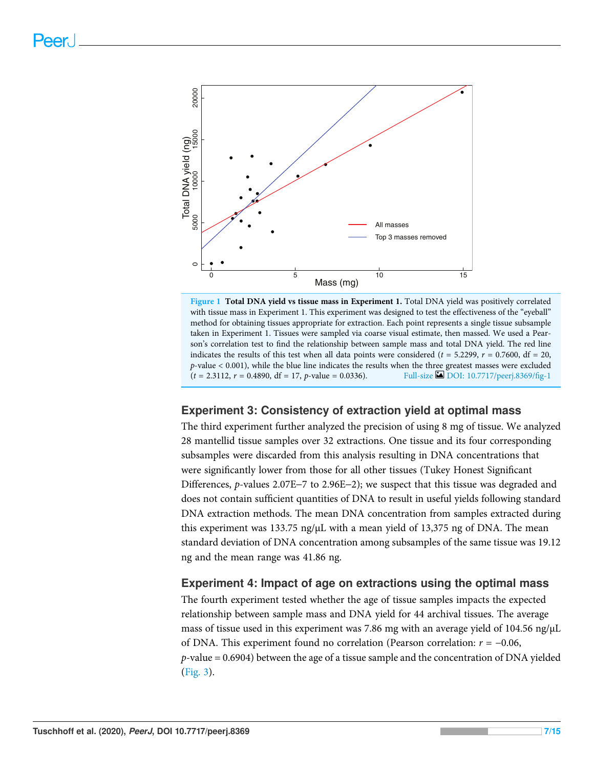Figure 1 **Total DNA yield vs tissue mass in Experiment 1.** Total DNA yield was positively correlated with tissue mass in Experiment 1. This experiment was designed to test the effectiveness of the "eyeball" method for obtaining tissues appropriate for extraction. Each point represents a single tissue subsample taken in Experiment 1. Tissues were sampled via coarse visual estimate, then massed. We used a Pearson's correlation test to find the relationship between sample mass and total DNA yield. The red line indicates the results of this test when all data points were considered ($t$ = 5.2299, $r$ = 0.7600, df = 20, $p$-value < 0.001), while the blue line indicates the results when the three greatest masses were excluded ($t$ = 2.3112, $r$ = 0.4890, df = 17, $p$-value = 0.0336).
Full-size DOI: 10.7717/peerj.8369/fig-1

## Experiment 3: Consistency of extraction yield at optimal mass

The third experiment further analyzed the precision of using 8 mg of tissue. We analyzed 28 mantellid tissue samples over 32 extractions. One tissue and its four corresponding subsamples were discarded from this analysis resulting in DNA concentrations that were significantly lower from those for all other tissues (Tukey Honest Significant Differences, $p$-values 2.07E–7 to 2.96E–2); we suspect that this tissue was degraded and does not contain sufficient quantities of DNA to result in useful yields following standard DNA extraction methods. The mean DNA concentration from samples extracted during this experiment was 133.75 ng/μL with a mean yield of 13,375 ng of DNA. The mean standard deviation of DNA concentration among subsamples of the same tissue was 19.12 ng and the mean range was 41.86 ng.

## Experiment 4: Impact of age on extractions using the optimal mass

The fourth experiment tested whether the age of tissue samples impacts the expected relationship between sample mass and DNA yield for 44 archival tissues. The average mass of tissue used in this experiment was 7.86 mg with an average yield of 104.56 ng/μL of DNA. This experiment found no correlation (Pearson correlation: $r$ = −0.06, $p$-value = 0.6904) between the age of a tissue sample and the concentration of DNA yielded (Fig. 3).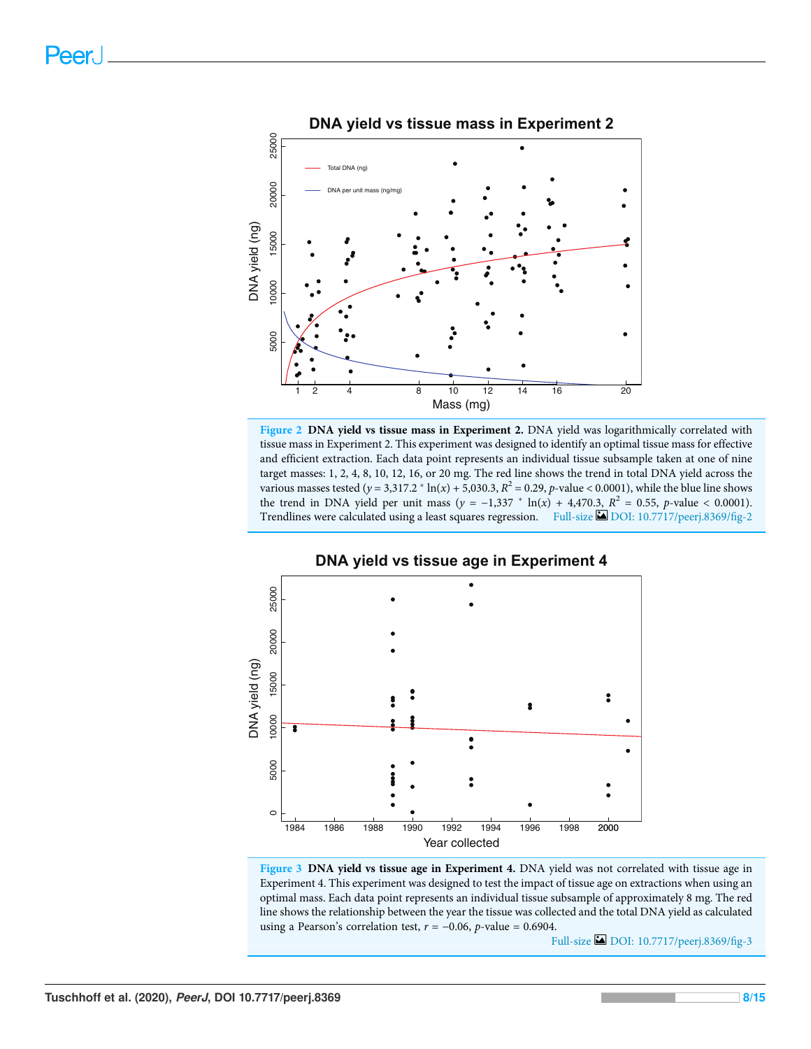**Figure 2 DNA yield vs tissue mass in Experiment 2.** DNA yield was logarithmically correlated with tissue mass in Experiment 2. This experiment was designed to identify an optimal tissue mass for effective and efficient extraction. Each data point represents an individual tissue subsample taken at one of nine target masses: 1, 2, 4, 8, 10, 12, 16, or 20 mg. The red line shows the trend in total DNA yield across the various masses tested ($y = 3{,}317.2 * \ln(x) + 5{,}030.3$, $R^2 = 0.29$, $p$-value $< 0.0001$), while the blue line shows the trend in DNA yield per unit mass ($y = -1{,}337 * \ln(x) + 4{,}470.3$, $R^2 = 0.55$, $p$-value $< 0.0001$). Trendlines were calculated using a least squares regression. Full-size DOI: 10.7717/peerj.8369/fig-2

**Figure 3 DNA yield vs tissue age in Experiment 4.** DNA yield was not correlated with tissue age in Experiment 4. This experiment was designed to test the impact of tissue age on extractions when using an optimal mass. Each data point represents an individual tissue subsample of approximately 8 mg. The red line shows the relationship between the year the tissue was collected and the total DNA yield as calculated using a Pearson's correlation test, $r = -0.06$, $p$-value $= 0.6904$. Full-size DOI: 10.7717/peerj.8369/fig-3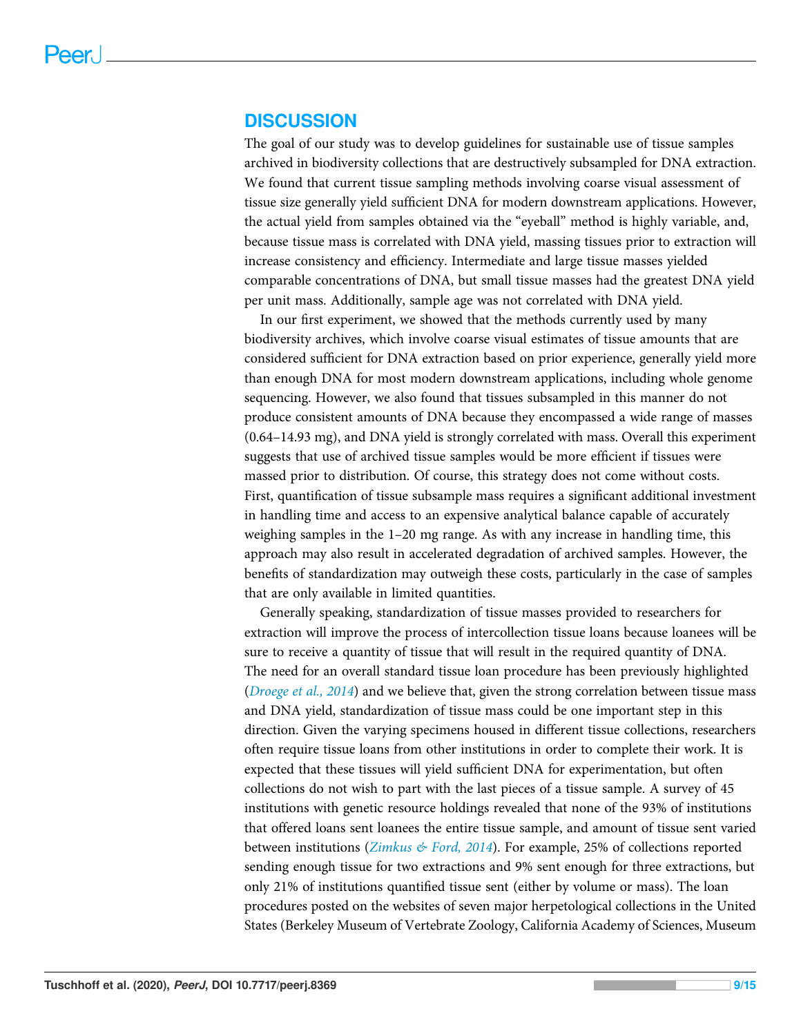## DISCUSSION

The goal of our study was to develop guidelines for sustainable use of tissue samples archived in biodiversity collections that are destructively subsampled for DNA extraction. We found that current tissue sampling methods involving coarse visual assessment of tissue size generally yield sufficient DNA for modern downstream applications. However, the actual yield from samples obtained via the "eyeball" method is highly variable, and, because tissue mass is correlated with DNA yield, massing tissues prior to extraction will increase consistency and efficiency. Intermediate and large tissue masses yielded comparable concentrations of DNA, but small tissue masses had the greatest DNA yield per unit mass. Additionally, sample age was not correlated with DNA yield.

In our first experiment, we showed that the methods currently used by many biodiversity archives, which involve coarse visual estimates of tissue amounts that are considered sufficient for DNA extraction based on prior experience, generally yield more than enough DNA for most modern downstream applications, including whole genome sequencing. However, we also found that tissues subsampled in this manner do not produce consistent amounts of DNA because they encompassed a wide range of masses (0.64–14.93 mg), and DNA yield is strongly correlated with mass. Overall this experiment suggests that use of archived tissue samples would be more efficient if tissues were massed prior to distribution. Of course, this strategy does not come without costs. First, quantification of tissue subsample mass requires a significant additional investment in handling time and access to an expensive analytical balance capable of accurately weighing samples in the 1–20 mg range. As with any increase in handling time, this approach may also result in accelerated degradation of archived samples. However, the benefits of standardization may outweigh these costs, particularly in the case of samples that are only available in limited quantities.

Generally speaking, standardization of tissue masses provided to researchers for extraction will improve the process of intercollection tissue loans because loanees will be sure to receive a quantity of tissue that will result in the required quantity of DNA. The need for an overall standard tissue loan procedure has been previously highlighted (*Droege et al., 2014*) and we believe that, given the strong correlation between tissue mass and DNA yield, standardization of tissue mass could be one important step in this direction. Given the varying specimens housed in different tissue collections, researchers often require tissue loans from other institutions in order to complete their work. It is expected that these tissues will yield sufficient DNA for experimentation, but often collections do not wish to part with the last pieces of a tissue sample. A survey of 45 institutions with genetic resource holdings revealed that none of the 93% of institutions that offered loans sent loanees the entire tissue sample, and amount of tissue sent varied between institutions (*Zimkus & Ford, 2014*). For example, 25% of collections reported sending enough tissue for two extractions and 9% sent enough for three extractions, but only 21% of institutions quantified tissue sent (either by volume or mass). The loan procedures posted on the websites of seven major herpetological collections in the United States (Berkeley Museum of Vertebrate Zoology, California Academy of Sciences, Museum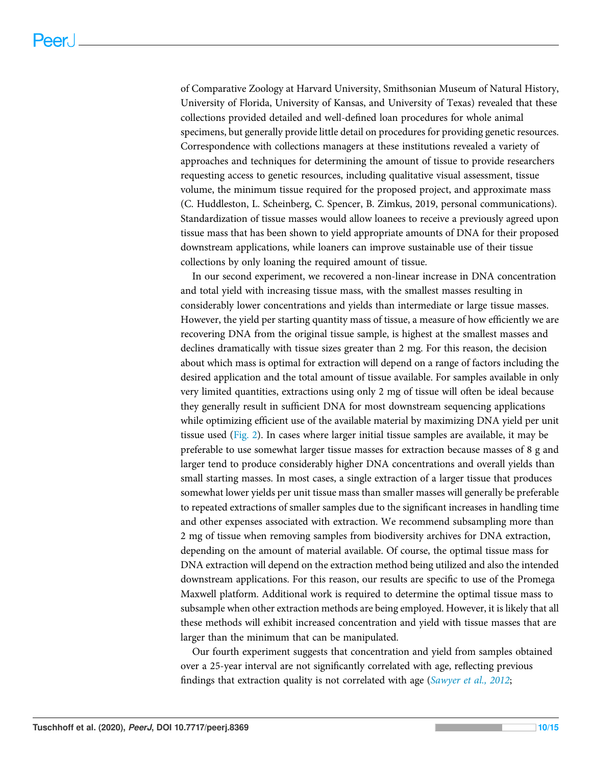of Comparative Zoology at Harvard University, Smithsonian Museum of Natural History, University of Florida, University of Kansas, and University of Texas) revealed that these collections provided detailed and well-defined loan procedures for whole animal specimens, but generally provide little detail on procedures for providing genetic resources. Correspondence with collections managers at these institutions revealed a variety of approaches and techniques for determining the amount of tissue to provide researchers requesting access to genetic resources, including qualitative visual assessment, tissue volume, the minimum tissue required for the proposed project, and approximate mass (C. Huddleston, L. Scheinberg, C. Spencer, B. Zimkus, 2019, personal communications). Standardization of tissue masses would allow loanees to receive a previously agreed upon tissue mass that has been shown to yield appropriate amounts of DNA for their proposed downstream applications, while loaners can improve sustainable use of their tissue collections by only loaning the required amount of tissue.

In our second experiment, we recovered a non-linear increase in DNA concentration and total yield with increasing tissue mass, with the smallest masses resulting in considerably lower concentrations and yields than intermediate or large tissue masses. However, the yield per starting quantity mass of tissue, a measure of how efficiently we are recovering DNA from the original tissue sample, is highest at the smallest masses and declines dramatically with tissue sizes greater than 2 mg. For this reason, the decision about which mass is optimal for extraction will depend on a range of factors including the desired application and the total amount of tissue available. For samples available in only very limited quantities, extractions using only 2 mg of tissue will often be ideal because they generally result in sufficient DNA for most downstream sequencing applications while optimizing efficient use of the available material by maximizing DNA yield per unit tissue used (Fig. 2). In cases where larger initial tissue samples are available, it may be preferable to use somewhat larger tissue masses for extraction because masses of 8 g and larger tend to produce considerably higher DNA concentrations and overall yields than small starting masses. In most cases, a single extraction of a larger tissue that produces somewhat lower yields per unit tissue mass than smaller masses will generally be preferable to repeated extractions of smaller samples due to the significant increases in handling time and other expenses associated with extraction. We recommend subsampling more than 2 mg of tissue when removing samples from biodiversity archives for DNA extraction, depending on the amount of material available. Of course, the optimal tissue mass for DNA extraction will depend on the extraction method being utilized and also the intended downstream applications. For this reason, our results are specific to use of the Promega Maxwell platform. Additional work is required to determine the optimal tissue mass to subsample when other extraction methods are being employed. However, it is likely that all these methods will exhibit increased concentration and yield with tissue masses that are larger than the minimum that can be manipulated.

Our fourth experiment suggests that concentration and yield from samples obtained over a 25-year interval are not significantly correlated with age, reflecting previous findings that extraction quality is not correlated with age (*Sawyer et al., 2012*;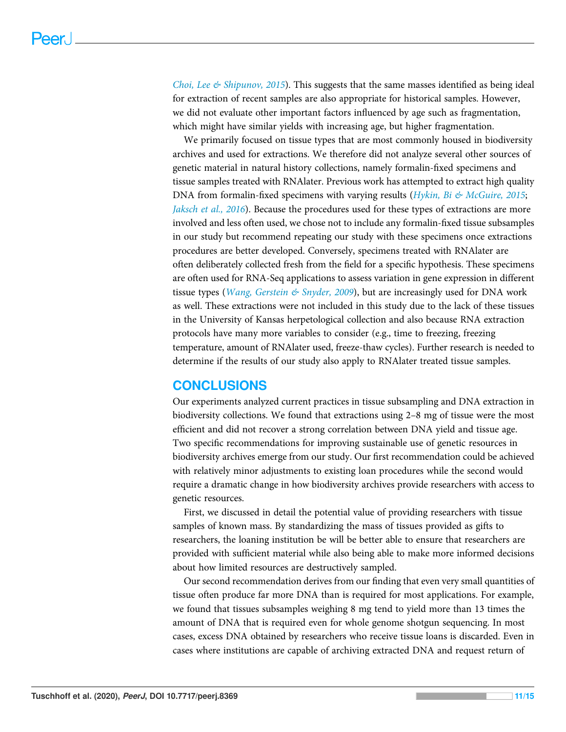Choi, Lee & Shipunov, 2015). This suggests that the same masses identified as being ideal for extraction of recent samples are also appropriate for historical samples. However, we did not evaluate other important factors influenced by age such as fragmentation, which might have similar yields with increasing age, but higher fragmentation.

We primarily focused on tissue types that are most commonly housed in biodiversity archives and used for extractions. We therefore did not analyze several other sources of genetic material in natural history collections, namely formalin-fixed specimens and tissue samples treated with RNAlater. Previous work has attempted to extract high quality DNA from formalin-fixed specimens with varying results (*Hykin, Bi & McGuire, 2015*; *Jaksch et al., 2016*). Because the procedures used for these types of extractions are more involved and less often used, we chose not to include any formalin-fixed tissue subsamples in our study but recommend repeating our study with these specimens once extractions procedures are better developed. Conversely, specimens treated with RNAlater are often deliberately collected fresh from the field for a specific hypothesis. These specimens are often used for RNA-Seq applications to assess variation in gene expression in different tissue types (*Wang, Gerstein & Snyder, 2009*), but are increasingly used for DNA work as well. These extractions were not included in this study due to the lack of these tissues in the University of Kansas herpetological collection and also because RNA extraction protocols have many more variables to consider (e.g., time to freezing, freezing temperature, amount of RNAlater used, freeze-thaw cycles). Further research is needed to determine if the results of our study also apply to RNAlater treated tissue samples.

## CONCLUSIONS

Our experiments analyzed current practices in tissue subsampling and DNA extraction in biodiversity collections. We found that extractions using 2–8 mg of tissue were the most efficient and did not recover a strong correlation between DNA yield and tissue age. Two specific recommendations for improving sustainable use of genetic resources in biodiversity archives emerge from our study. Our first recommendation could be achieved with relatively minor adjustments to existing loan procedures while the second would require a dramatic change in how biodiversity archives provide researchers with access to genetic resources.

First, we discussed in detail the potential value of providing researchers with tissue samples of known mass. By standardizing the mass of tissues provided as gifts to researchers, the loaning institution be will be better able to ensure that researchers are provided with sufficient material while also being able to make more informed decisions about how limited resources are destructively sampled.

Our second recommendation derives from our finding that even very small quantities of tissue often produce far more DNA than is required for most applications. For example, we found that tissues subsamples weighing 8 mg tend to yield more than 13 times the amount of DNA that is required even for whole genome shotgun sequencing. In most cases, excess DNA obtained by researchers who receive tissue loans is discarded. Even in cases where institutions are capable of archiving extracted DNA and request return of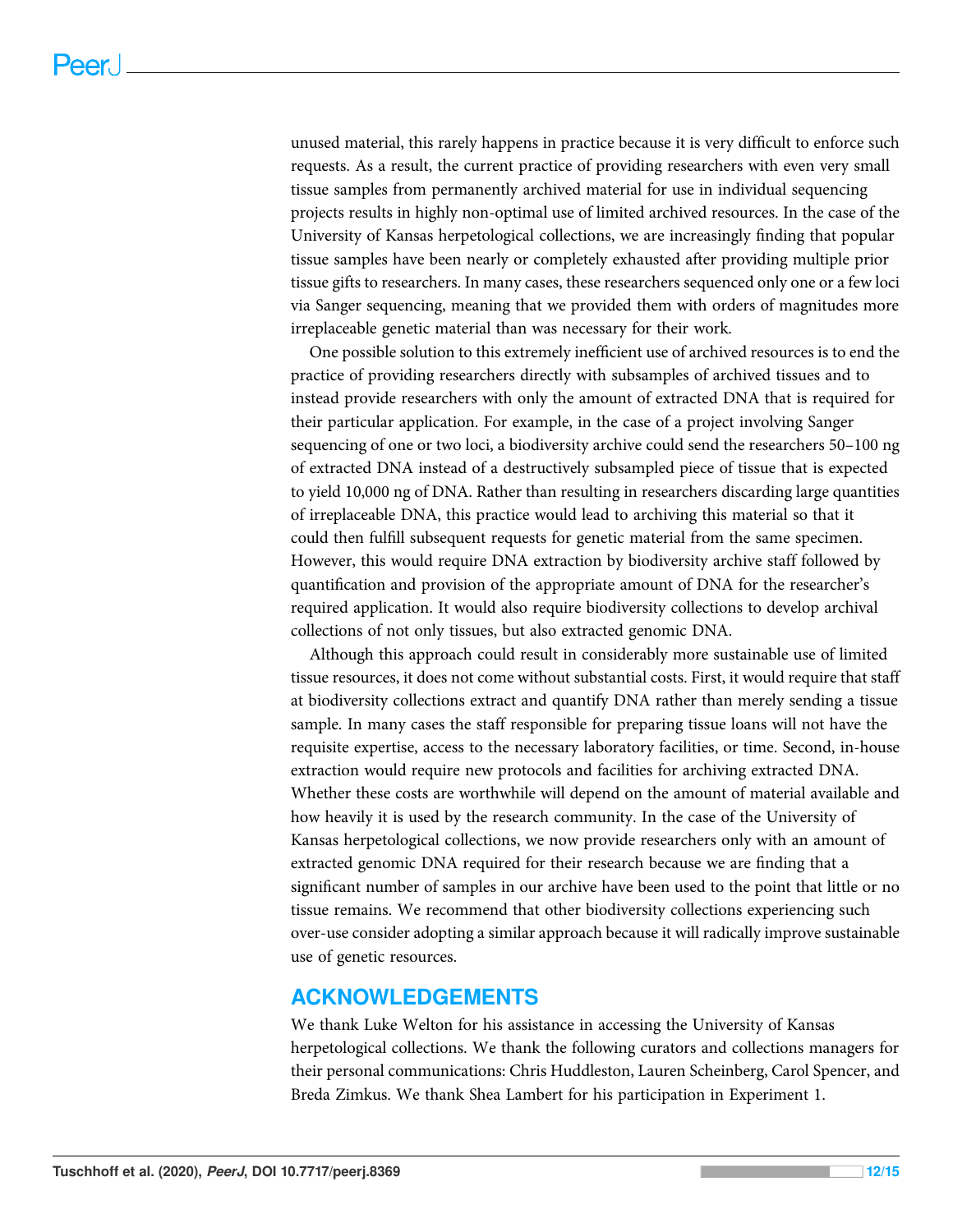unused material, this rarely happens in practice because it is very difficult to enforce such requests. As a result, the current practice of providing researchers with even very small tissue samples from permanently archived material for use in individual sequencing projects results in highly non-optimal use of limited archived resources. In the case of the University of Kansas herpetological collections, we are increasingly finding that popular tissue samples have been nearly or completely exhausted after providing multiple prior tissue gifts to researchers. In many cases, these researchers sequenced only one or a few loci via Sanger sequencing, meaning that we provided them with orders of magnitudes more irreplaceable genetic material than was necessary for their work.

One possible solution to this extremely inefficient use of archived resources is to end the practice of providing researchers directly with subsamples of archived tissues and to instead provide researchers with only the amount of extracted DNA that is required for their particular application. For example, in the case of a project involving Sanger sequencing of one or two loci, a biodiversity archive could send the researchers 50–100 ng of extracted DNA instead of a destructively subsampled piece of tissue that is expected to yield 10,000 ng of DNA. Rather than resulting in researchers discarding large quantities of irreplaceable DNA, this practice would lead to archiving this material so that it could then fulfill subsequent requests for genetic material from the same specimen. However, this would require DNA extraction by biodiversity archive staff followed by quantification and provision of the appropriate amount of DNA for the researcher's required application. It would also require biodiversity collections to develop archival collections of not only tissues, but also extracted genomic DNA.

Although this approach could result in considerably more sustainable use of limited tissue resources, it does not come without substantial costs. First, it would require that staff at biodiversity collections extract and quantify DNA rather than merely sending a tissue sample. In many cases the staff responsible for preparing tissue loans will not have the requisite expertise, access to the necessary laboratory facilities, or time. Second, in-house extraction would require new protocols and facilities for archiving extracted DNA. Whether these costs are worthwhile will depend on the amount of material available and how heavily it is used by the research community. In the case of the University of Kansas herpetological collections, we now provide researchers only with an amount of extracted genomic DNA required for their research because we are finding that a significant number of samples in our archive have been used to the point that little or no tissue remains. We recommend that other biodiversity collections experiencing such over-use consider adopting a similar approach because it will radically improve sustainable use of genetic resources.

## ACKNOWLEDGEMENTS

We thank Luke Welton for his assistance in accessing the University of Kansas herpetological collections. We thank the following curators and collections managers for their personal communications: Chris Huddleston, Lauren Scheinberg, Carol Spencer, and Breda Zimkus. We thank Shea Lambert for his participation in Experiment 1.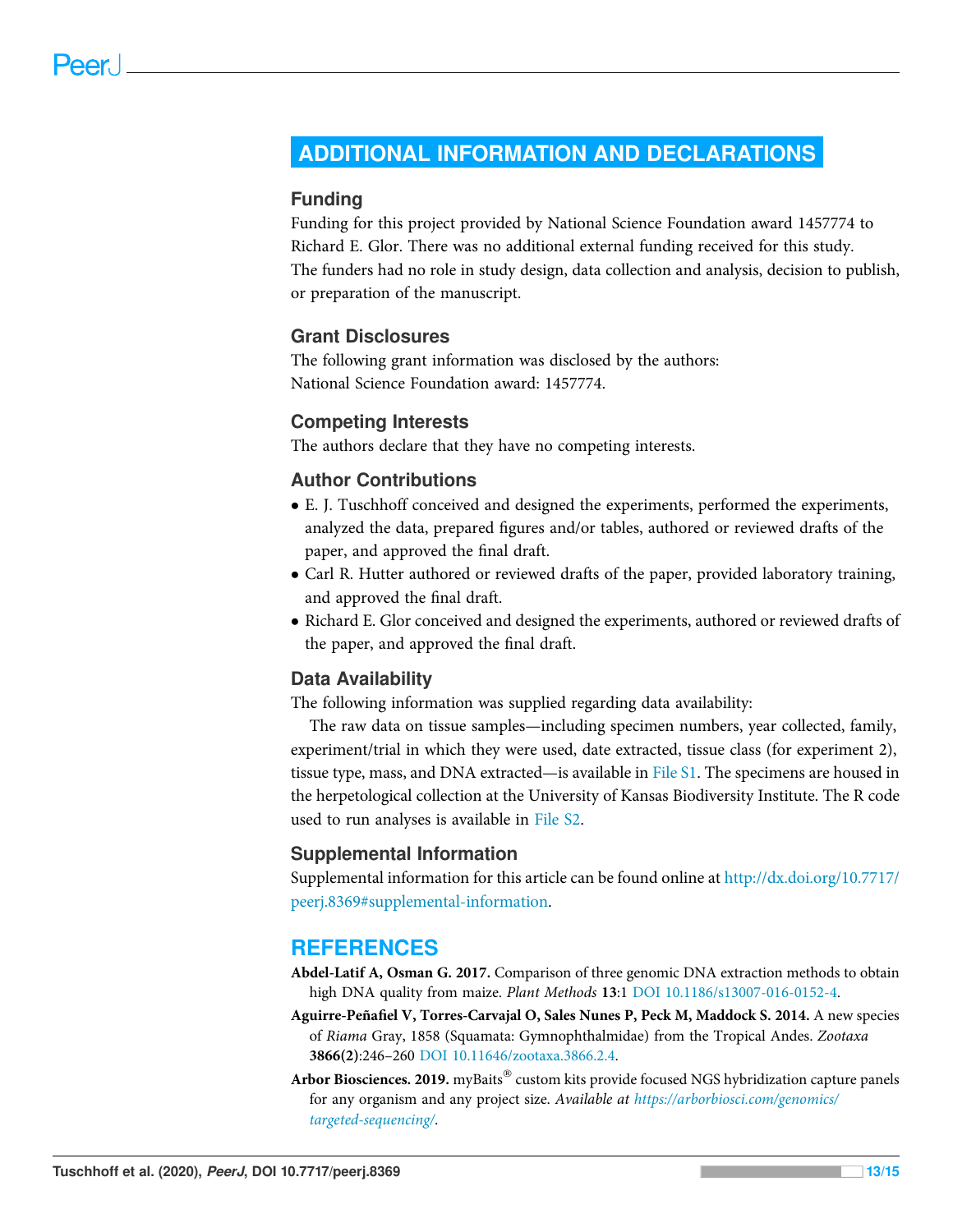# ADDITIONAL INFORMATION AND DECLARATIONS

## Funding

Funding for this project provided by National Science Foundation award 1457774 to Richard E. Glor. There was no additional external funding received for this study. The funders had no role in study design, data collection and analysis, decision to publish, or preparation of the manuscript.

## Grant Disclosures

The following grant information was disclosed by the authors:
National Science Foundation award: 1457774.

## Competing Interests

The authors declare that they have no competing interests.

## Author Contributions

- E. J. Tuschhoff conceived and designed the experiments, performed the experiments, analyzed the data, prepared figures and/or tables, authored or reviewed drafts of the paper, and approved the final draft.
- Carl R. Hutter authored or reviewed drafts of the paper, provided laboratory training, and approved the final draft.
- Richard E. Glor conceived and designed the experiments, authored or reviewed drafts of the paper, and approved the final draft.

## Data Availability

The following information was supplied regarding data availability:

The raw data on tissue samples—including specimen numbers, year collected, family, experiment/trial in which they were used, date extracted, tissue class (for experiment 2), tissue type, mass, and DNA extracted—is available in File S1. The specimens are housed in the herpetological collection at the University of Kansas Biodiversity Institute. The R code used to run analyses is available in File S2.

## Supplemental Information

Supplemental information for this article can be found online at http://dx.doi.org/10.7717/peerj.8369#supplemental-information.

# REFERENCES

**Abdel-Latif A, Osman G. 2017.** Comparison of three genomic DNA extraction methods to obtain high DNA quality from maize. *Plant Methods* **13**:1 DOI 10.1186/s13007-016-0152-4.

**Aguirre-Peñafiel V, Torres-Carvajal O, Sales Nunes P, Peck M, Maddock S. 2014.** A new species of *Riama* Gray, 1858 (Squamata: Gymnophthalmidae) from the Tropical Andes. *Zootaxa* **3866(2)**:246–260 DOI 10.11646/zootaxa.3866.2.4.

**Arbor Biosciences. 2019.** myBaits® custom kits provide focused NGS hybridization capture panels for any organism and any project size. *Available at https://arborbiosci.com/genomics/targeted-sequencing/*.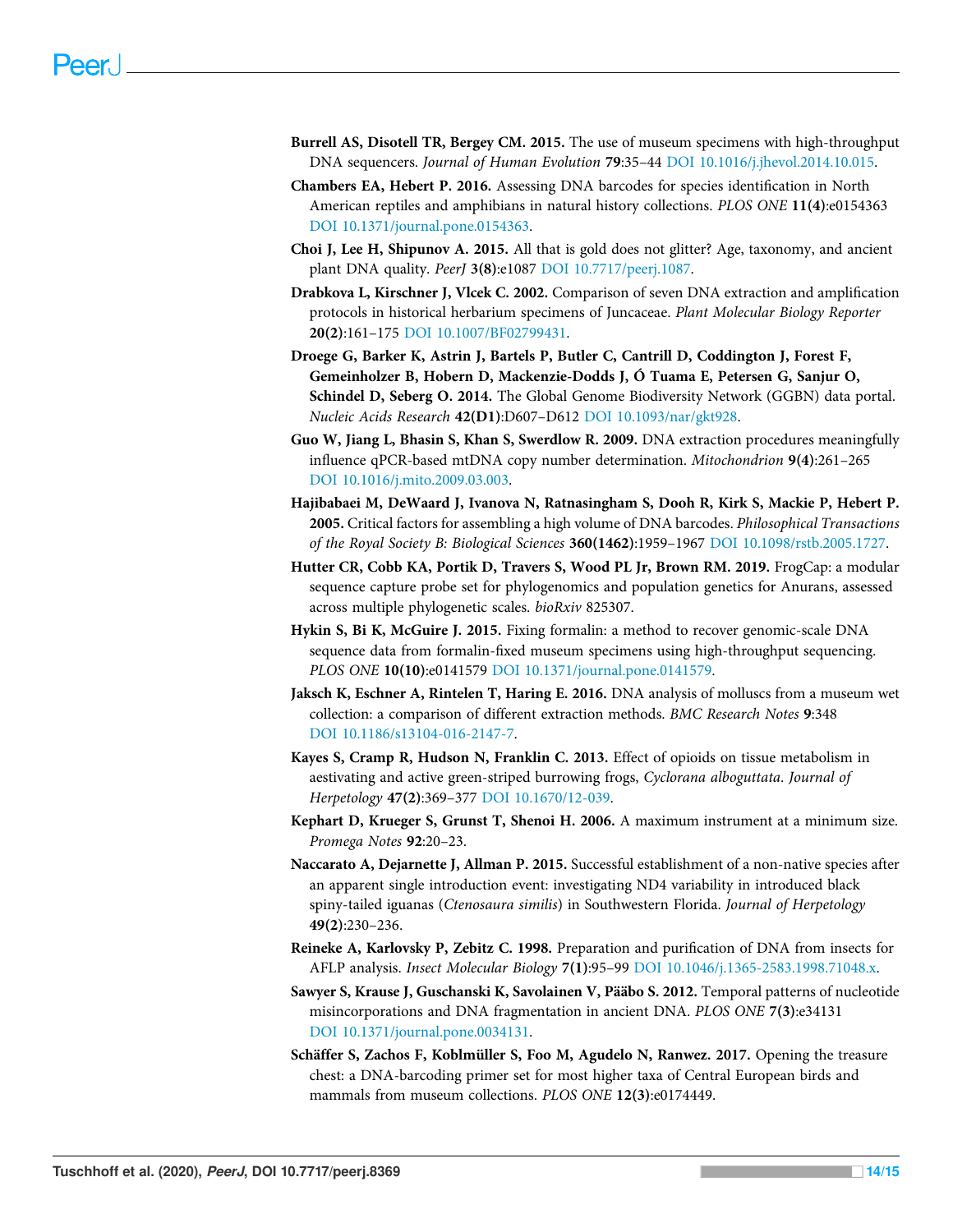**Burrell AS, Disotell TR, Bergey CM. 2015.** The use of museum specimens with high-throughput DNA sequencers. *Journal of Human Evolution* **79**:35–44 DOI 10.1016/j.jhevol.2014.10.015.

**Chambers EA, Hebert P. 2016.** Assessing DNA barcodes for species identification in North American reptiles and amphibians in natural history collections. *PLOS ONE* **11(4)**:e0154363 DOI 10.1371/journal.pone.0154363.

**Choi J, Lee H, Shipunov A. 2015.** All that is gold does not glitter? Age, taxonomy, and ancient plant DNA quality. *PeerJ* **3(8)**:e1087 DOI 10.7717/peerj.1087.

**Drabkova L, Kirschner J, Vlcek C. 2002.** Comparison of seven DNA extraction and amplification protocols in historical herbarium specimens of Juncaceae. *Plant Molecular Biology Reporter* **20(2)**:161–175 DOI 10.1007/BF02799431.

**Droege G, Barker K, Astrin J, Bartels P, Butler C, Cantrill D, Coddington J, Forest F, Gemeinholzer B, Hobern D, Mackenzie-Dodds J, Ó Tuama E, Petersen G, Sanjur O, Schindel D, Seberg O. 2014.** The Global Genome Biodiversity Network (GGBN) data portal. *Nucleic Acids Research* **42(D1)**:D607–D612 DOI 10.1093/nar/gkt928.

**Guo W, Jiang L, Bhasin S, Khan S, Swerdlow R. 2009.** DNA extraction procedures meaningfully influence qPCR-based mtDNA copy number determination. *Mitochondrion* **9(4)**:261–265 DOI 10.1016/j.mito.2009.03.003.

**Hajibabaei M, DeWaard J, Ivanova N, Ratnasingham S, Dooh R, Kirk S, Mackie P, Hebert P. 2005.** Critical factors for assembling a high volume of DNA barcodes. *Philosophical Transactions of the Royal Society B: Biological Sciences* **360(1462)**:1959–1967 DOI 10.1098/rstb.2005.1727.

**Hutter CR, Cobb KA, Portik D, Travers S, Wood PL Jr, Brown RM. 2019.** FrogCap: a modular sequence capture probe set for phylogenomics and population genetics for Anurans, assessed across multiple phylogenetic scales. *bioRxiv* 825307.

**Hykin S, Bi K, McGuire J. 2015.** Fixing formalin: a method to recover genomic-scale DNA sequence data from formalin-fixed museum specimens using high-throughput sequencing. *PLOS ONE* **10(10)**:e0141579 DOI 10.1371/journal.pone.0141579.

**Jaksch K, Eschner A, Rintelen T, Haring E. 2016.** DNA analysis of molluscs from a museum wet collection: a comparison of different extraction methods. *BMC Research Notes* **9**:348 DOI 10.1186/s13104-016-2147-7.

**Kayes S, Cramp R, Hudson N, Franklin C. 2013.** Effect of opioids on tissue metabolism in aestivating and active green-striped burrowing frogs, *Cyclorana alboguttata*. *Journal of Herpetology* **47(2)**:369–377 DOI 10.1670/12-039.

**Kephart D, Krueger S, Grunst T, Shenoi H. 2006.** A maximum instrument at a minimum size. *Promega Notes* **92**:20–23.

**Naccarato A, Dejarnette J, Allman P. 2015.** Successful establishment of a non-native species after an apparent single introduction event: investigating ND4 variability in introduced black spiny-tailed iguanas (*Ctenosaura similis*) in Southwestern Florida. *Journal of Herpetology* **49(2)**:230–236.

**Reineke A, Karlovsky P, Zebitz C. 1998.** Preparation and purification of DNA from insects for AFLP analysis. *Insect Molecular Biology* **7(1)**:95–99 DOI 10.1046/j.1365-2583.1998.71048.x.

**Sawyer S, Krause J, Guschanski K, Savolainen V, Pääbo S. 2012.** Temporal patterns of nucleotide misincorporations and DNA fragmentation in ancient DNA. *PLOS ONE* **7(3)**:e34131 DOI 10.1371/journal.pone.0034131.

**Schäffer S, Zachos F, Koblmüller S, Foo M, Agudelo N, Ranwez. 2017.** Opening the treasure chest: a DNA-barcoding primer set for most higher taxa of Central European birds and mammals from museum collections. *PLOS ONE* **12(3)**:e0174449.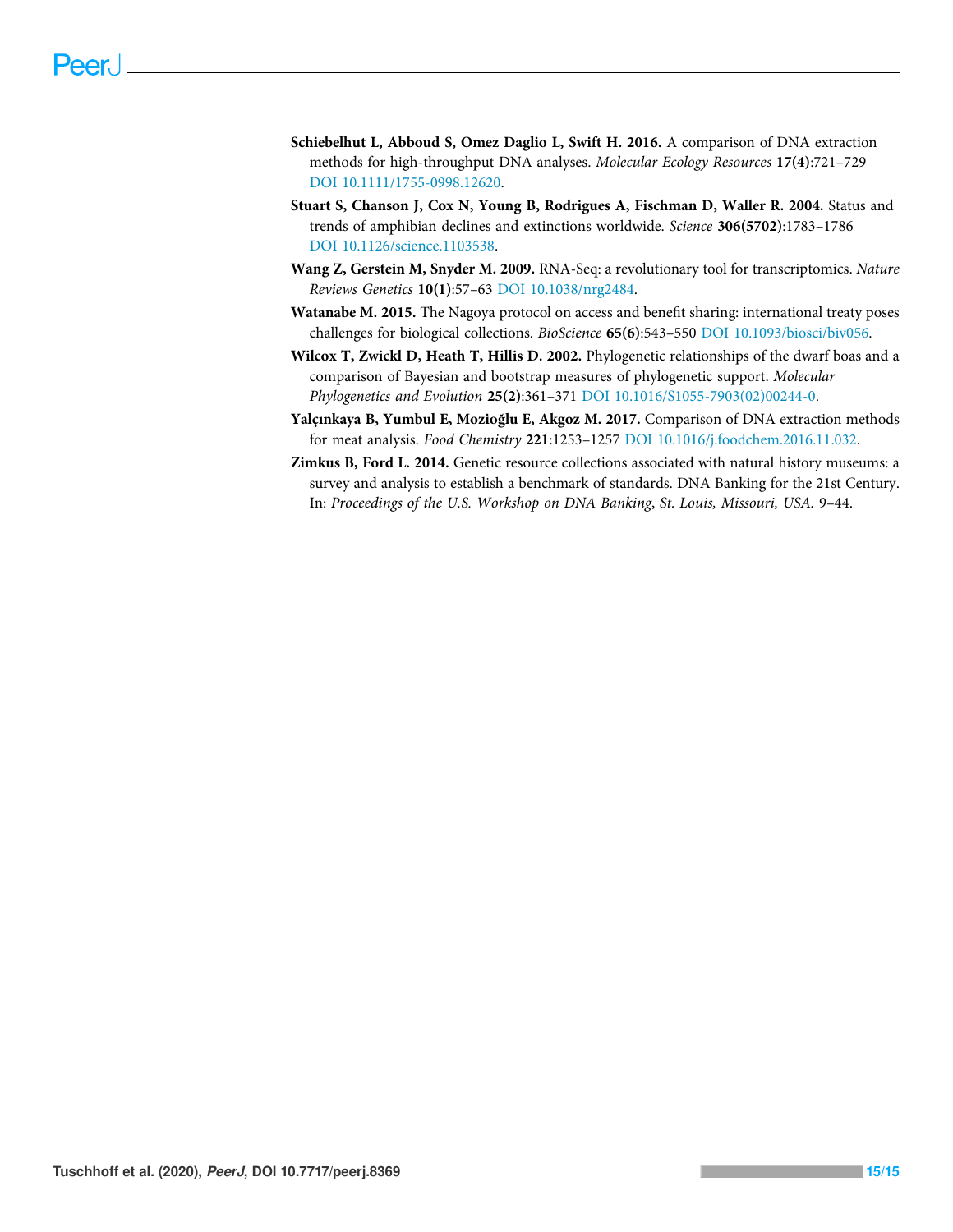**Schiebelhut L, Abboud S, Omez Daglio L, Swift H. 2016.** A comparison of DNA extraction methods for high-throughput DNA analyses. *Molecular Ecology Resources* **17(4)**:721–729 DOI 10.1111/1755-0998.12620.

**Stuart S, Chanson J, Cox N, Young B, Rodrigues A, Fischman D, Waller R. 2004.** Status and trends of amphibian declines and extinctions worldwide. *Science* **306(5702)**:1783–1786 DOI 10.1126/science.1103538.

**Wang Z, Gerstein M, Snyder M. 2009.** RNA-Seq: a revolutionary tool for transcriptomics. *Nature Reviews Genetics* **10(1)**:57–63 DOI 10.1038/nrg2484.

**Watanabe M. 2015.** The Nagoya protocol on access and benefit sharing: international treaty poses challenges for biological collections. *BioScience* **65(6)**:543–550 DOI 10.1093/biosci/biv056.

**Wilcox T, Zwickl D, Heath T, Hillis D. 2002.** Phylogenetic relationships of the dwarf boas and a comparison of Bayesian and bootstrap measures of phylogenetic support. *Molecular Phylogenetics and Evolution* **25(2)**:361–371 DOI 10.1016/S1055-7903(02)00244-0.

**Yalçınkaya B, Yumbul E, Mozioğlu E, Akgoz M. 2017.** Comparison of DNA extraction methods for meat analysis. *Food Chemistry* **221**:1253–1257 DOI 10.1016/j.foodchem.2016.11.032.

**Zimkus B, Ford L. 2014.** Genetic resource collections associated with natural history museums: a survey and analysis to establish a benchmark of standards. DNA Banking for the 21st Century. In: *Proceedings of the U.S. Workshop on DNA Banking, St. Louis, Missouri, USA*. 9–44.